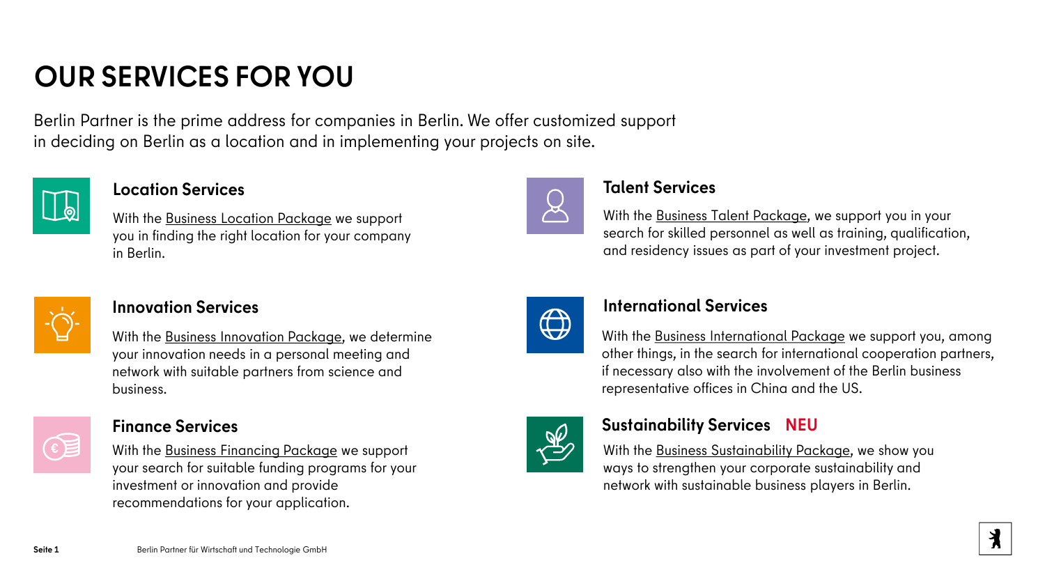# OUR SERVICES FOR YOU

Berlin Partner is the prime address for companies in Berlin. We offer customized support in deciding on Berlin as a location and in implementing your projects on site.

## Location Services

With the Business Location Package we support you in finding the right location for your company in Berlin.

## Innovation Services

With the Business Innovation Package, we determine your innovation needs in a personal meeting and network with suitable partners from science and business.

## Finance Services

With the Business Financing Package we support your search for suitable funding programs for your investment or innovation and provide recommendations for your application.

## Talent Services

With the Business Talent Package, we support you in your search for skilled personnel as well as training, qualification, and residency issues as part of your investment project.

## International Services

With the Business International Package we support you, among other things, in the search for international cooperation partners, if necessary also with the involvement of the Berlin business representative offices in China and the US.

## Sustainability Services NEU

With the Business Sustainability Package, we show you ways to strengthen your corporate sustainability and network with sustainable business players in Berlin.

Berlin Partner für Wirtschaft und Technologie GmbH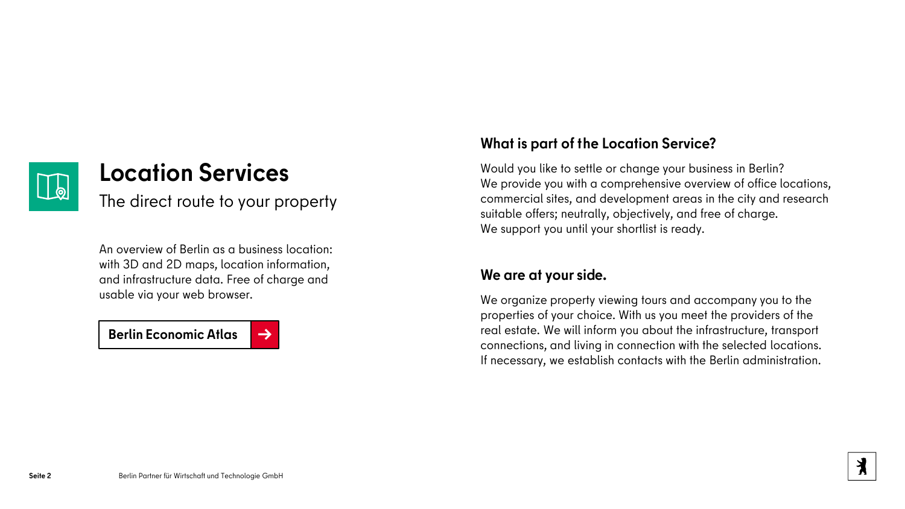# Location Services

The direct route to your property

An overview of Berlin as a business location: with 3D and 2D maps, location information, and infrastructure data. Free of charge and usable via your web browser.

**Berlin Economic Atlas** →

## What is part of the Location Service?

Would you like to settle or change your business in Berlin?
We provide you with a comprehensive overview of office locations, commercial sites, and development areas in the city and research suitable offers; neutrally, objectively, and free of charge.
We support you until your shortlist is ready.

## We are at your side.

We organize property viewing tours and accompany you to the properties of your choice. With us you meet the providers of the real estate. We will inform you about the infrastructure, transport connections, and living in connection with the selected locations.
If necessary, we establish contacts with the Berlin administration.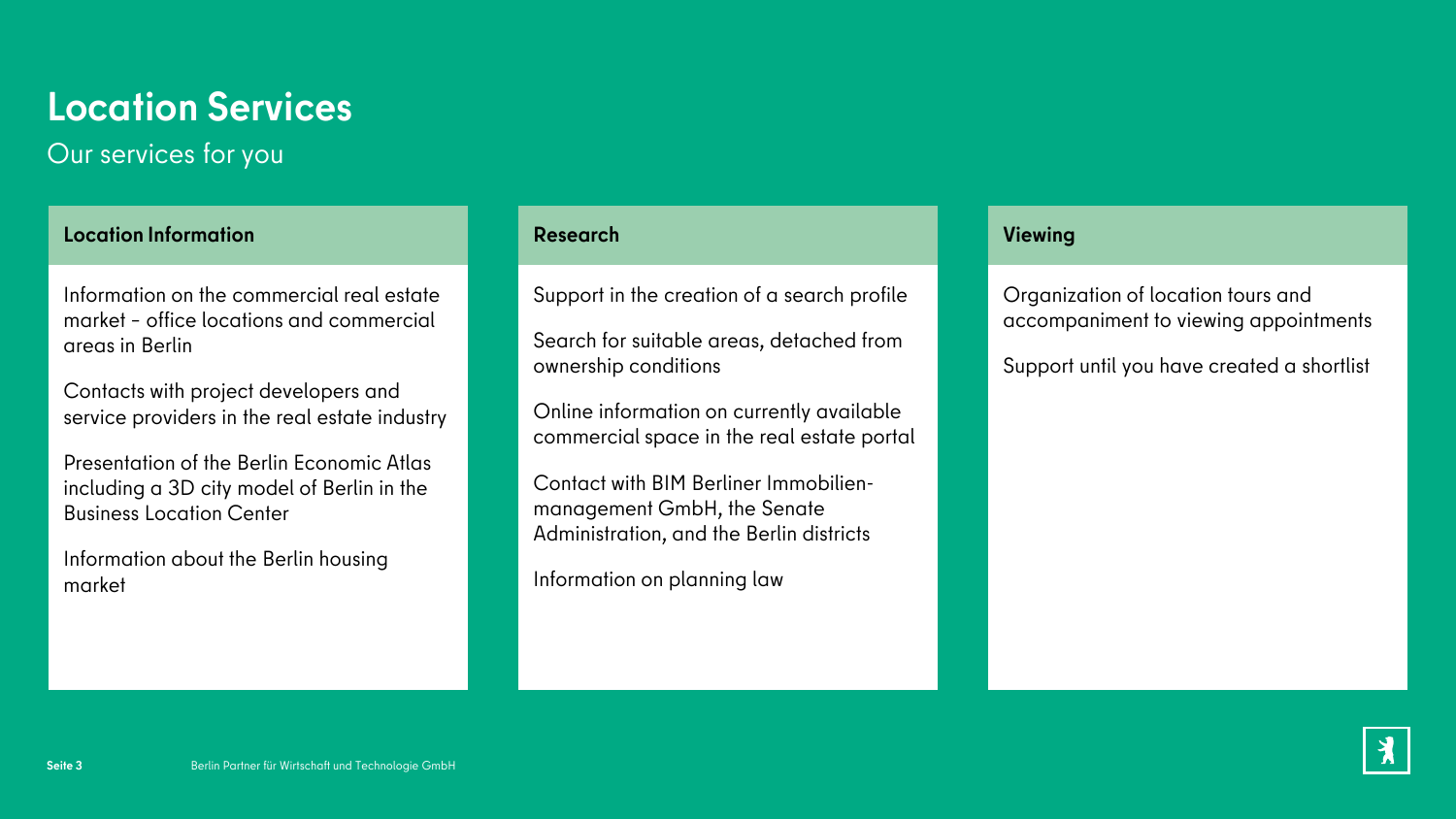# Location Services

Our services for you

### Location Information

Information on the commercial real estate market – office locations and commercial areas in Berlin

Contacts with project developers and service providers in the real estate industry

Presentation of the Berlin Economic Atlas including a 3D city model of Berlin in the Business Location Center

Information about the Berlin housing market

### Research

Support in the creation of a search profile

Search for suitable areas, detached from ownership conditions

Online information on currently available commercial space in the real estate portal

Contact with BIM Berliner Immobilien-management GmbH, the Senate Administration, and the Berlin districts

Information on planning law

### Viewing

Organization of location tours and accompaniment to viewing appointments

Support until you have created a shortlist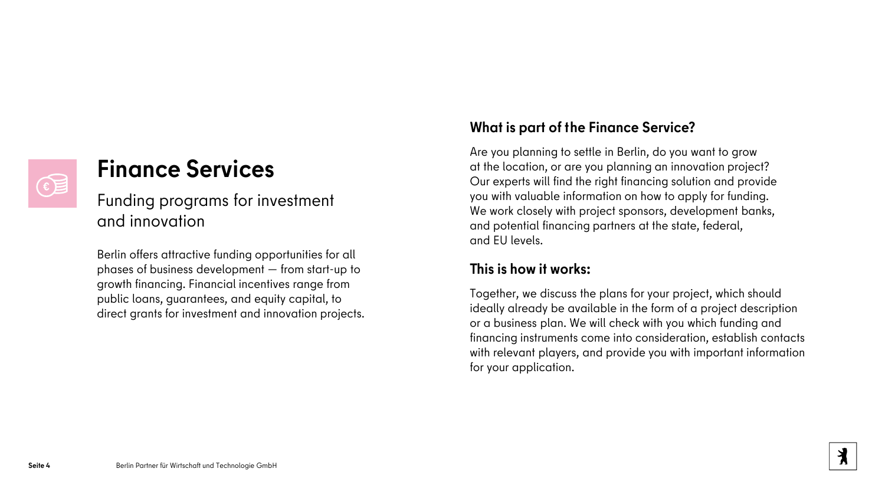# Finance Services

## Funding programs for investment and innovation

Berlin offers attractive funding opportunities for all phases of business development — from start-up to growth financing. Financial incentives range from public loans, guarantees, and equity capital, to direct grants for investment and innovation projects.

### What is part of the Finance Service?

Are you planning to settle in Berlin, do you want to grow at the location, or are you planning an innovation project? Our experts will find the right financing solution and provide you with valuable information on how to apply for funding. We work closely with project sponsors, development banks, and potential financing partners at the state, federal, and EU levels.

### This is how it works:

Together, we discuss the plans for your project, which should ideally already be available in the form of a project description or a business plan. We will check with you which funding and financing instruments come into consideration, establish contacts with relevant players, and provide you with important information for your application.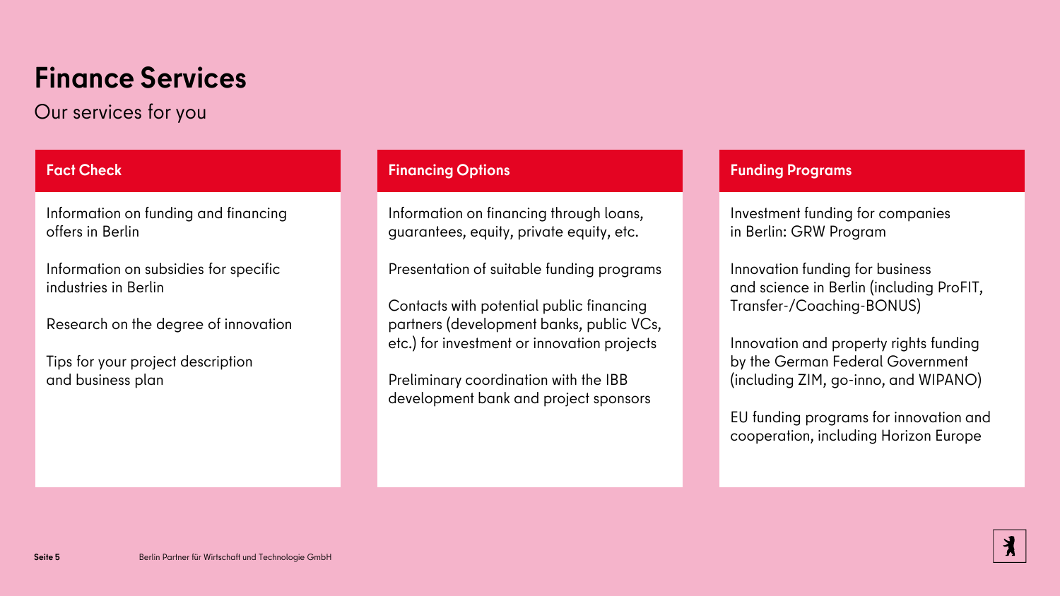# Finance Services

Our services for you

## Fact Check

Information on funding and financing offers in Berlin

Information on subsidies for specific industries in Berlin

Research on the degree of innovation

Tips for your project description and business plan

## Financing Options

Information on financing through loans, guarantees, equity, private equity, etc.

Presentation of suitable funding programs

Contacts with potential public financing partners (development banks, public VCs, etc.) for investment or innovation projects

Preliminary coordination with the IBB development bank and project sponsors

## Funding Programs

Investment funding for companies in Berlin: GRW Program

Innovation funding for business and science in Berlin (including ProFIT, Transfer-/Coaching-BONUS)

Innovation and property rights funding by the German Federal Government (including ZIM, go-inno, and WIPANO)

EU funding programs for innovation and cooperation, including Horizon Europe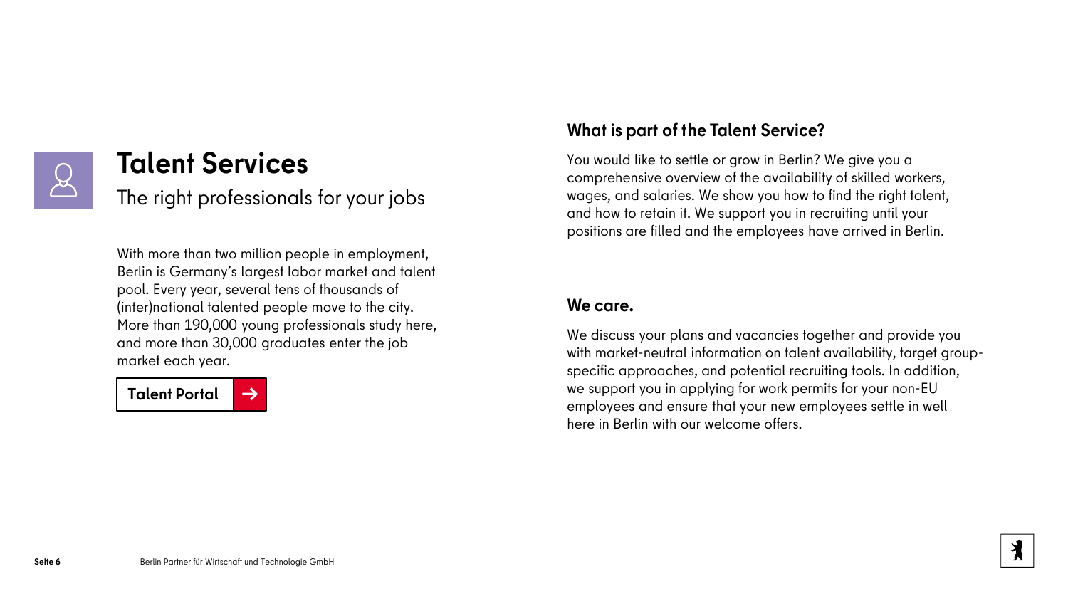# Talent Services

The right professionals for your jobs

With more than two million people in employment, Berlin is Germany's largest labor market and talent pool. Every year, several tens of thousands of (inter)national talented people move to the city. More than 190,000 young professionals study here, and more than 30,000 graduates enter the job market each year.

**Talent Portal →**

## What is part of the Talent Service?

You would like to settle or grow in Berlin? We give you a comprehensive overview of the availability of skilled workers, wages, and salaries. We show you how to find the right talent, and how to retain it. We support you in recruiting until your positions are filled and the employees have arrived in Berlin.

## We care.

We discuss your plans and vacancies together and provide you with market-neutral information on talent availability, target group-specific approaches, and potential recruiting tools. In addition, we support you in applying for work permits for your non-EU employees and ensure that your new employees settle in well here in Berlin with our welcome offers.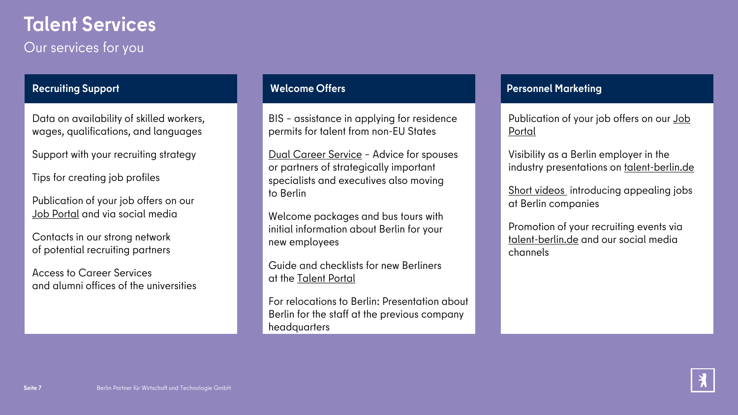# Talent Services

Our services for you

## Recruiting Support

Data on availability of skilled workers, wages, qualifications, and languages

Support with your recruiting strategy

Tips for creating job profiles

Publication of your job offers on our Job Portal and via social media

Contacts in our strong network of potential recruiting partners

Access to Career Services and alumni offices of the universities

## Welcome Offers

BIS - assistance in applying for residence permits for talent from non-EU States

Dual Career Service - Advice for spouses or partners of strategically important specialists and executives also moving to Berlin

Welcome packages and bus tours with initial information about Berlin for your new employees

Guide and checklists for new Berliners at the Talent Portal

For relocations to Berlin: Presentation about Berlin for the staff at the previous company headquarters

## Personnel Marketing

Publication of your job offers on our Job Portal

Visibility as a Berlin employer in the industry presentations on talent-berlin.de

Short videos introducing appealing jobs at Berlin companies

Promotion of your recruiting events via talent-berlin.de and our social media channels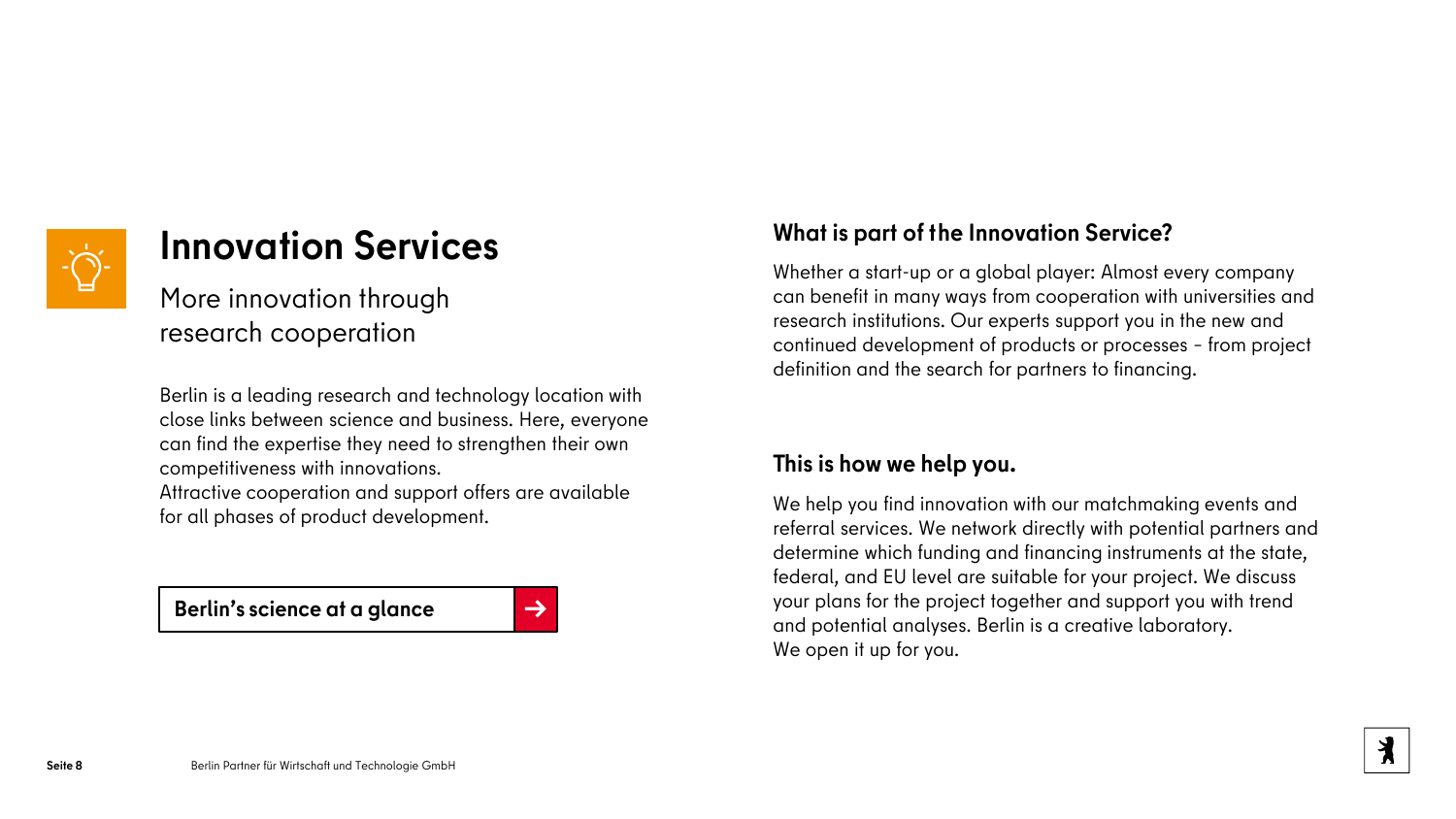# Innovation Services

## More innovation through research cooperation

Berlin is a leading research and technology location with close links between science and business. Here, everyone can find the expertise they need to strengthen their own competitiveness with innovations.
Attractive cooperation and support offers are available for all phases of product development.

**Berlin's science at a glance** →

### What is part of the Innovation Service?

Whether a start-up or a global player: Almost every company can benefit in many ways from cooperation with universities and research institutions. Our experts support you in the new and continued development of products or processes – from project definition and the search for partners to financing.

### This is how we help you.

We help you find innovation with our matchmaking events and referral services. We network directly with potential partners and determine which funding and financing instruments at the state, federal, and EU level are suitable for your project. We discuss your plans for the project together and support you with trend and potential analyses. Berlin is a creative laboratory.
We open it up for you.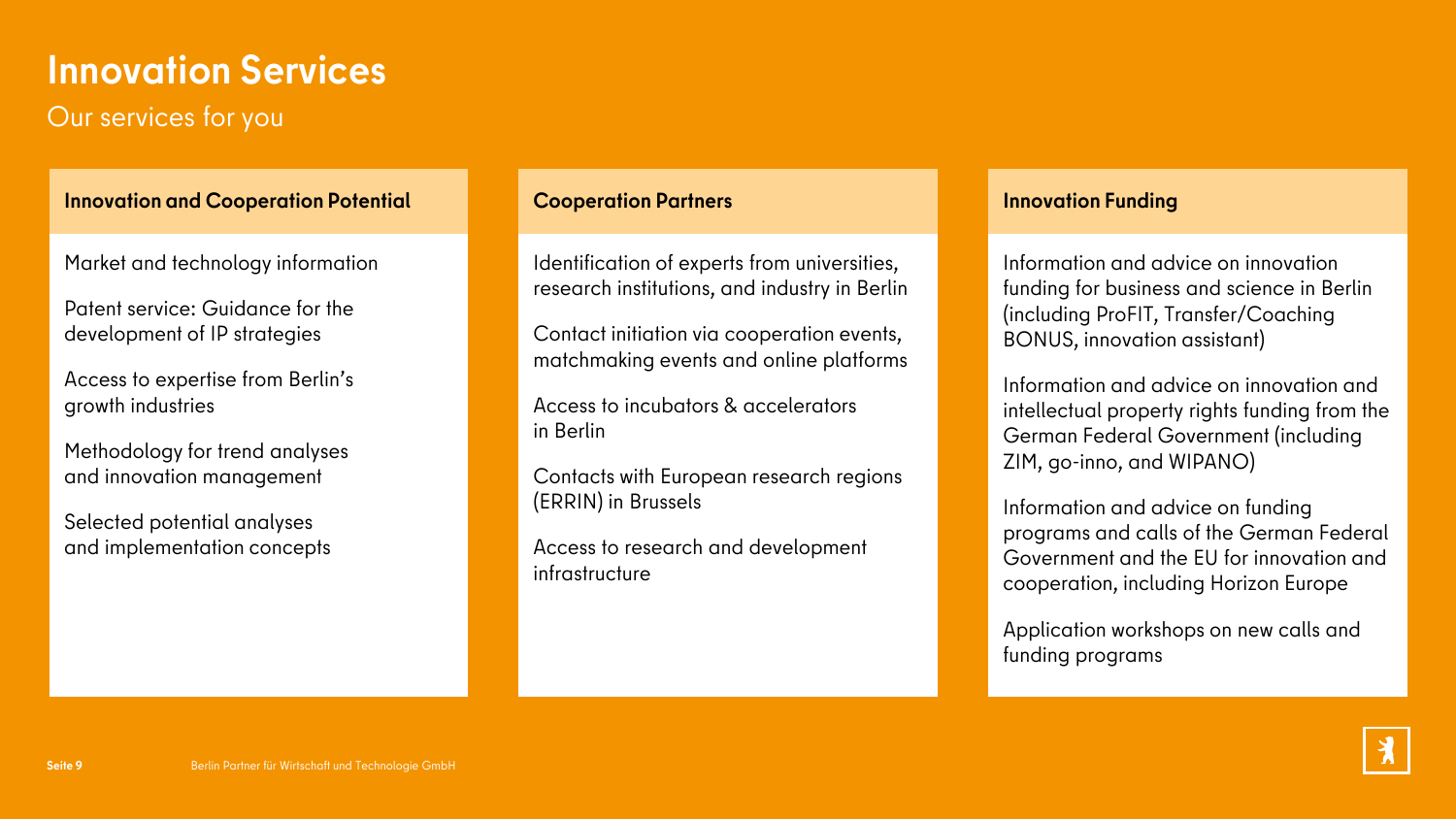# Innovation Services

Our services for you

### Innovation and Cooperation Potential

Market and technology information

Patent service: Guidance for the development of IP strategies

Access to expertise from Berlin's growth industries

Methodology for trend analyses and innovation management

Selected potential analyses and implementation concepts

### Cooperation Partners

Identification of experts from universities, research institutions, and industry in Berlin

Contact initiation via cooperation events, matchmaking events and online platforms

Access to incubators & accelerators in Berlin

Contacts with European research regions (ERRIN) in Brussels

Access to research and development infrastructure

### Innovation Funding

Information and advice on innovation funding for business and science in Berlin (including ProFIT, Transfer/Coaching BONUS, innovation assistant)

Information and advice on innovation and intellectual property rights funding from the German Federal Government (including ZIM, go-inno, and WIPANO)

Information and advice on funding programs and calls of the German Federal Government and the EU for innovation and cooperation, including Horizon Europe

Application workshops on new calls and funding programs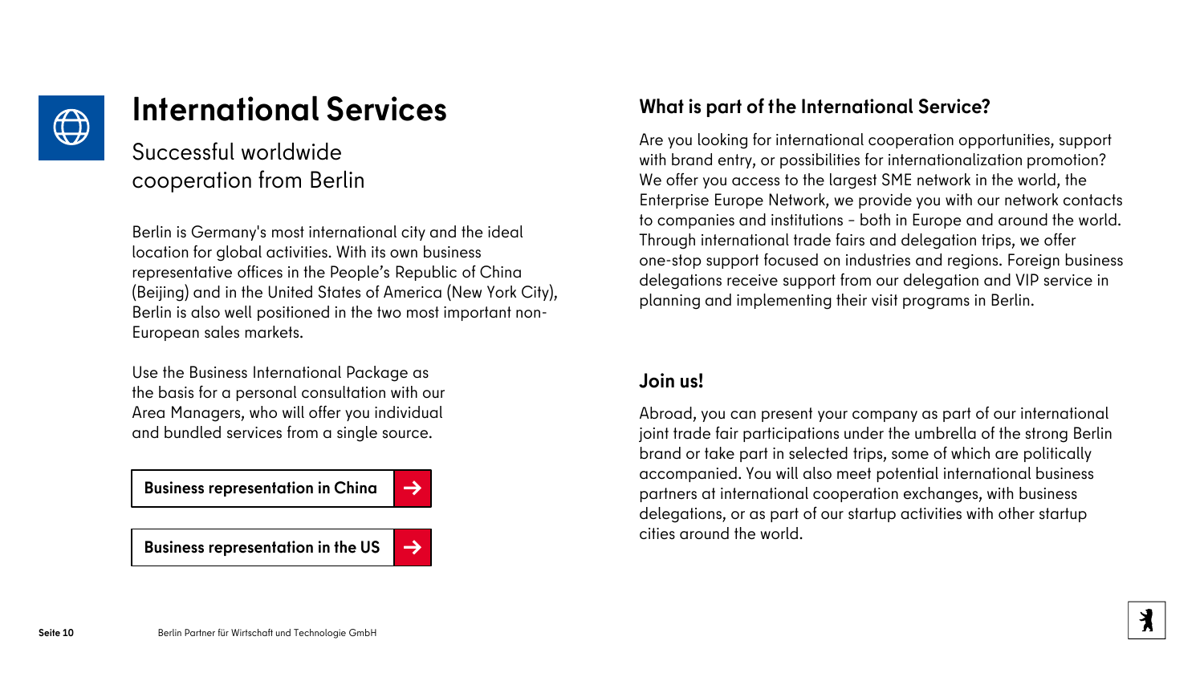# International Services

## Successful worldwide cooperation from Berlin

Berlin is Germany's most international city and the ideal location for global activities. With its own business representative offices in the People's Republic of China (Beijing) and in the United States of America (New York City), Berlin is also well positioned in the two most important non-European sales markets.

Use the Business International Package as the basis for a personal consultation with our Area Managers, who will offer you individual and bundled services from a single source.

**Business representation in China** →

**Business representation in the US** →

### What is part of the International Service?

Are you looking for international cooperation opportunities, support with brand entry, or possibilities for internationalization promotion? We offer you access to the largest SME network in the world, the Enterprise Europe Network, we provide you with our network contacts to companies and institutions - both in Europe and around the world. Through international trade fairs and delegation trips, we offer one-stop support focused on industries and regions. Foreign business delegations receive support from our delegation and VIP service in planning and implementing their visit programs in Berlin.

### Join us!

Abroad, you can present your company as part of our international joint trade fair participations under the umbrella of the strong Berlin brand or take part in selected trips, some of which are politically accompanied. You will also meet potential international business partners at international cooperation exchanges, with business delegations, or as part of our startup activities with other startup cities around the world.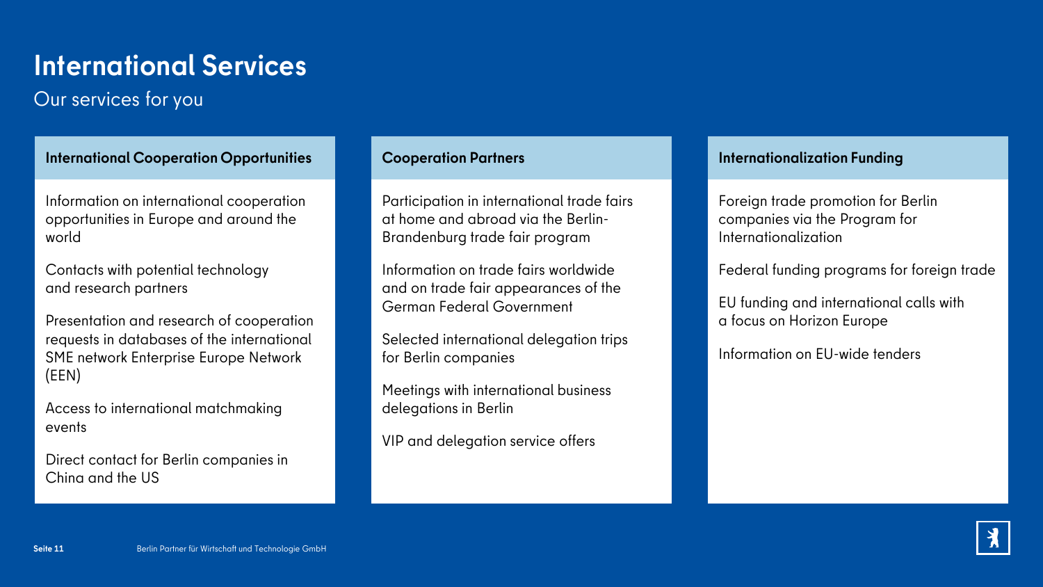# International Services

Our services for you

### International Cooperation Opportunities

Information on international cooperation opportunities in Europe and around the world

Contacts with potential technology and research partners

Presentation and research of cooperation requests in databases of the international SME network Enterprise Europe Network (EEN)

Access to international matchmaking events

Direct contact for Berlin companies in China and the US

### Cooperation Partners

Participation in international trade fairs at home and abroad via the Berlin-Brandenburg trade fair program

Information on trade fairs worldwide and on trade fair appearances of the German Federal Government

Selected international delegation trips for Berlin companies

Meetings with international business delegations in Berlin

VIP and delegation service offers

### Internationalization Funding

Foreign trade promotion for Berlin companies via the Program for Internationalization

Federal funding programs for foreign trade

EU funding and international calls with a focus on Horizon Europe

Information on EU-wide tenders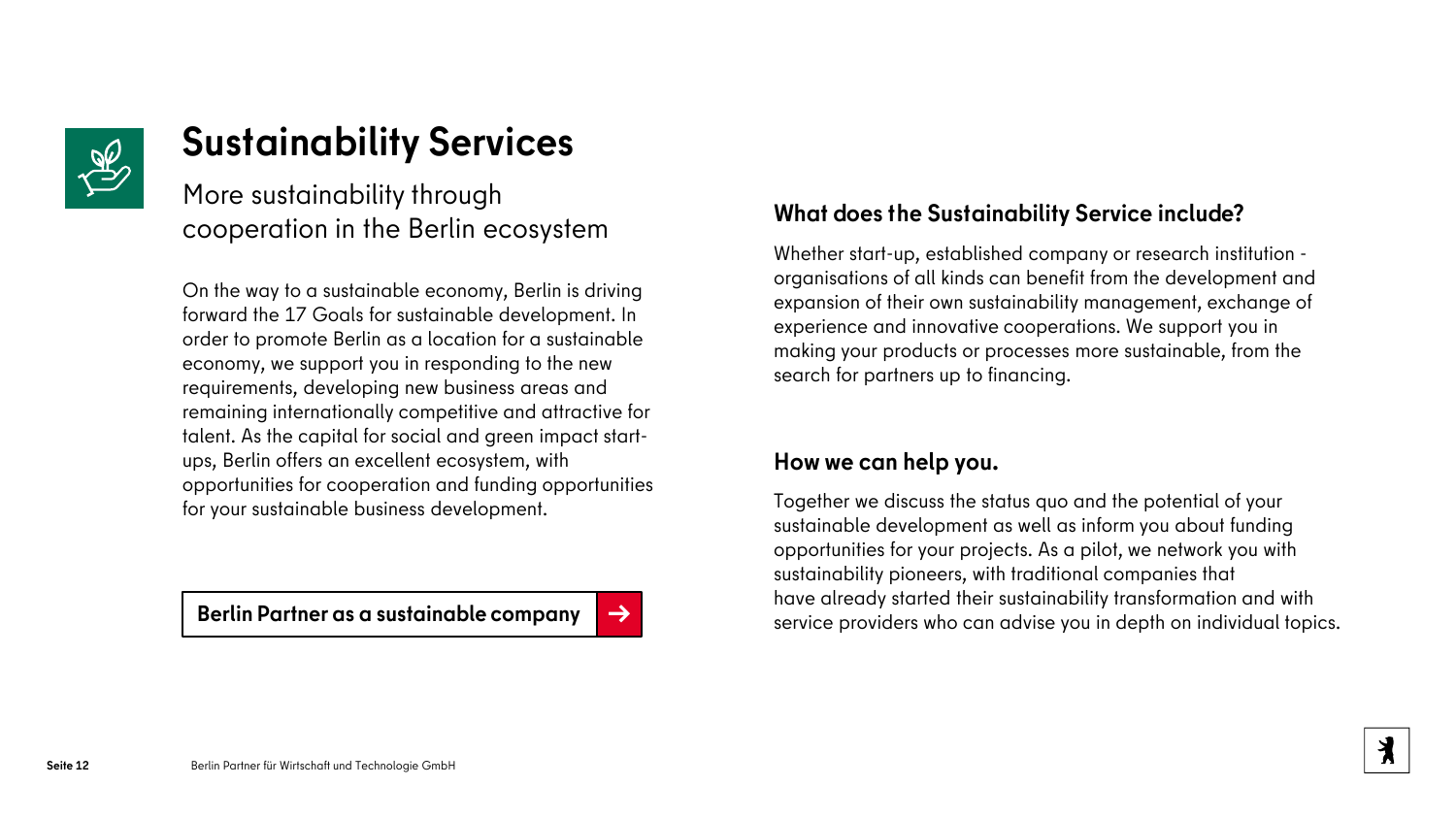# Sustainability Services

More sustainability through cooperation in the Berlin ecosystem

On the way to a sustainable economy, Berlin is driving forward the 17 Goals for sustainable development. In order to promote Berlin as a location for a sustainable economy, we support you in responding to the new requirements, developing new business areas and remaining internationally competitive and attractive for talent. As the capital for social and green impact start-ups, Berlin offers an excellent ecosystem, with opportunities for cooperation and funding opportunities for your sustainable business development.

**Berlin Partner as a sustainable company →**

## What does the Sustainability Service include?

Whether start-up, established company or research institution - organisations of all kinds can benefit from the development and expansion of their own sustainability management, exchange of experience and innovative cooperations. We support you in making your products or processes more sustainable, from the search for partners up to financing.

## How we can help you.

Together we discuss the status quo and the potential of your sustainable development as well as inform you about funding opportunities for your projects. As a pilot, we network you with sustainability pioneers, with traditional companies that have already started their sustainability transformation and with service providers who can advise you in depth on individual topics.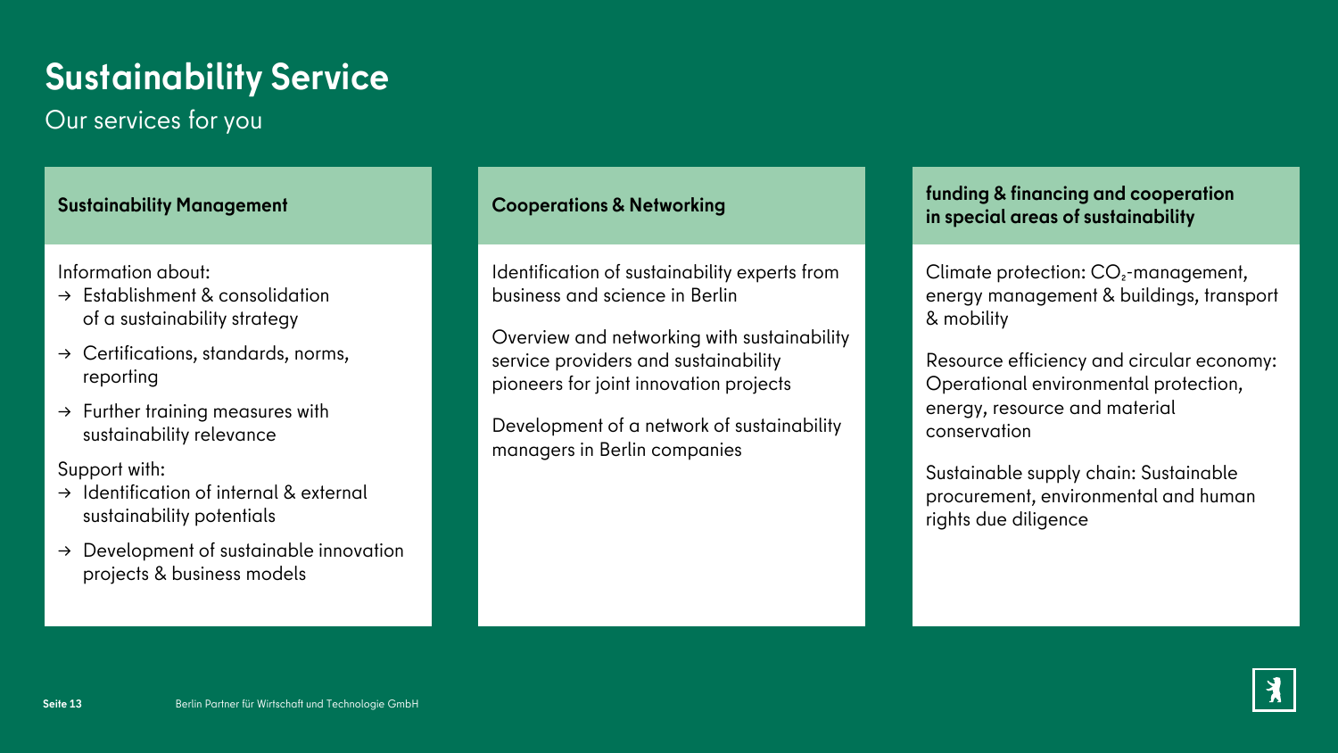# Sustainability Service

Our services for you

### Sustainability Management

Information about:

- → Establishment & consolidation of a sustainability strategy
- → Certifications, standards, norms, reporting
- → Further training measures with sustainability relevance

Support with:

- → Identification of internal & external sustainability potentials
- → Development of sustainable innovation projects & business models

### Cooperations & Networking

Identification of sustainability experts from business and science in Berlin

Overview and networking with sustainability service providers and sustainability pioneers for joint innovation projects

Development of a network of sustainability managers in Berlin companies

### funding & financing and cooperation in special areas of sustainability

Climate protection: $CO_2$-management, energy management & buildings, transport & mobility

Resource efficiency and circular economy: Operational environmental protection, energy, resource and material conservation

Sustainable supply chain: Sustainable procurement, environmental and human rights due diligence